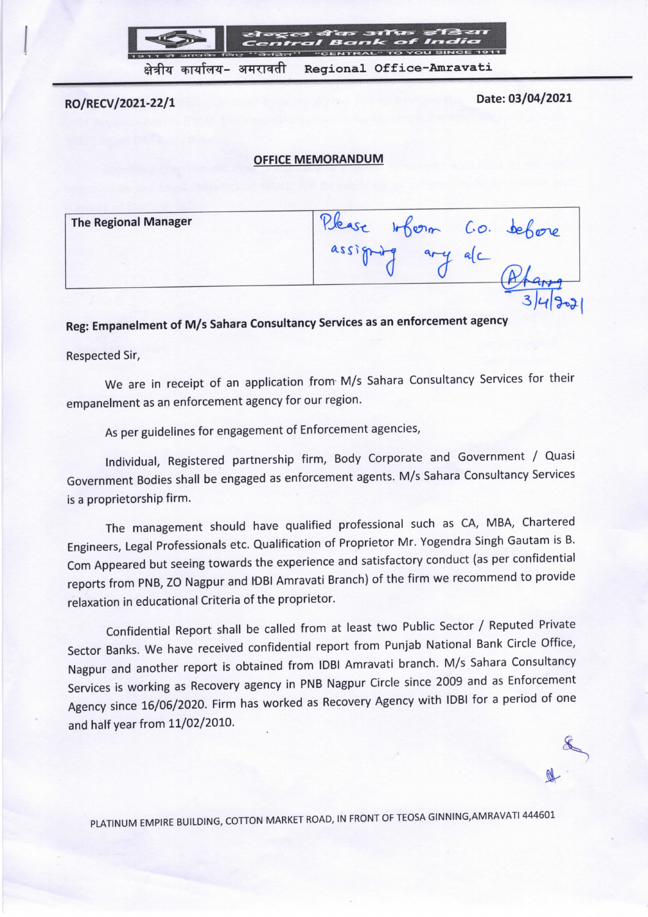सेन्ट्रल बैंक ऑफ इंडिया
Central Bank of India
1911 से आपके लिए "केंद्रित" "CENTRAL" TO YOU SINCE 1911

क्षेत्रीय कार्यालय- अमरावती Regional Office-Amravati

**RO/RECV/2021-22/1** **Date: 03/04/2021**

## OFFICE MEMORANDUM

| The Regional Manager | Please inform C.O. before assigning any a/c (signature) 3/4/2021 |
|---|---|

**Reg: Empanelment of M/s Sahara Consultancy Services as an enforcement agency**

Respected Sir,

We are in receipt of an application from M/s Sahara Consultancy Services for their empanelment as an enforcement agency for our region.

As per guidelines for engagement of Enforcement agencies,

Individual, Registered partnership firm, Body Corporate and Government / Quasi Government Bodies shall be engaged as enforcement agents. M/s Sahara Consultancy Services is a proprietorship firm.

The management should have qualified professional such as CA, MBA, Chartered Engineers, Legal Professionals etc. Qualification of Proprietor Mr. Yogendra Singh Gautam is B. Com Appeared but seeing towards the experience and satisfactory conduct (as per confidential reports from PNB, ZO Nagpur and IDBI Amravati Branch) of the firm we recommend to provide relaxation in educational Criteria of the proprietor.

Confidential Report shall be called from at least two Public Sector / Reputed Private Sector Banks. We have received confidential report from Punjab National Bank Circle Office, Nagpur and another report is obtained from IDBI Amravati branch. M/s Sahara Consultancy Services is working as Recovery agency in PNB Nagpur Circle since 2009 and as Enforcement Agency since 16/06/2020. Firm has worked as Recovery Agency with IDBI for a period of one and half year from 11/02/2010.

PLATINUM EMPIRE BUILDING, COTTON MARKET ROAD, IN FRONT OF TEOSA GINNING,AMRAVATI 444601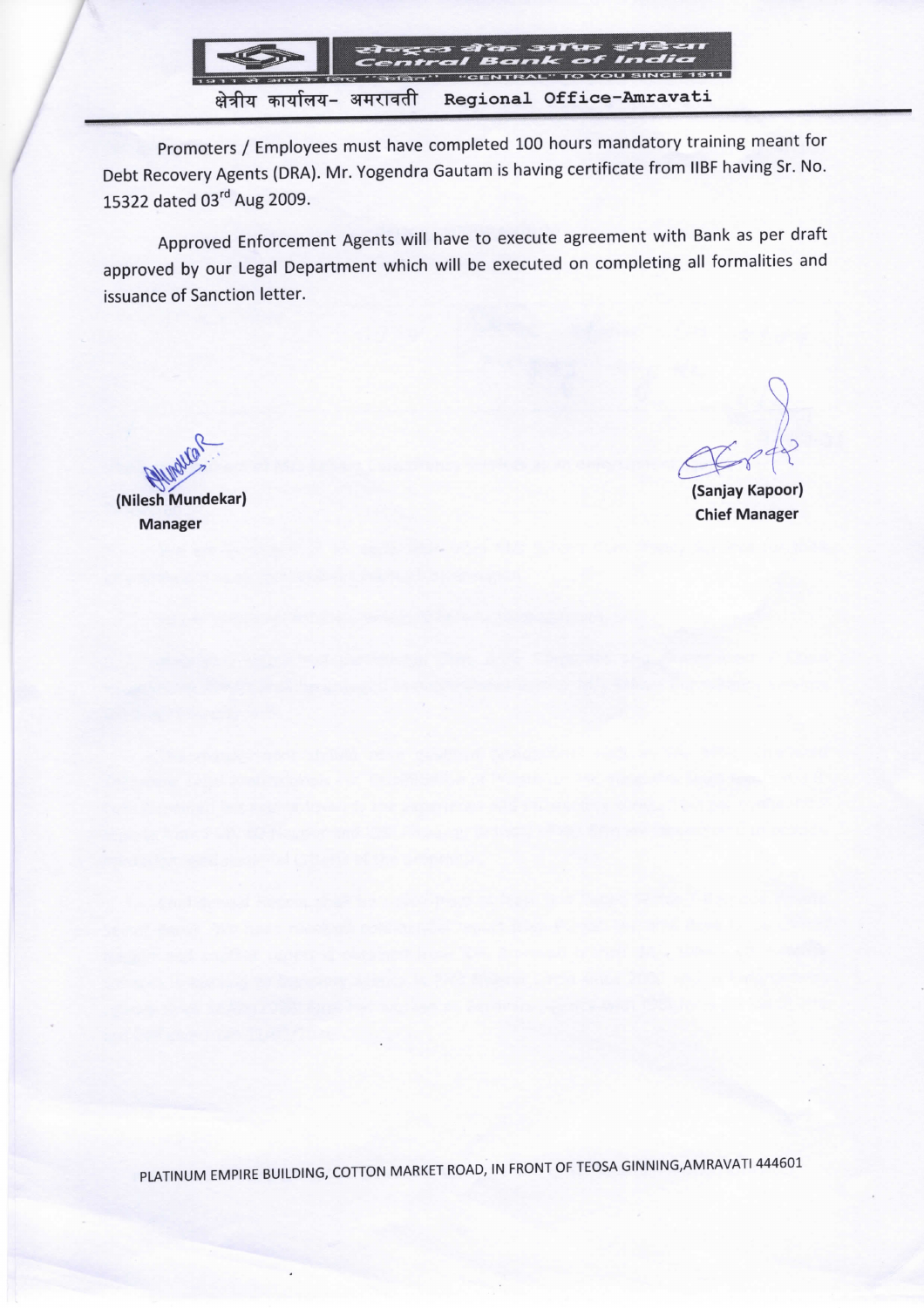Promoters / Employees must have completed 100 hours mandatory training meant for Debt Recovery Agents (DRA). Mr. Yogendra Gautam is having certificate from IIBF having Sr. No. 15322 dated 03rd Aug 2009.

Approved Enforcement Agents will have to execute agreement with Bank as per draft approved by our Legal Department which will be executed on completing all formalities and issuance of Sanction letter.

**(Nilesh Mundekar)**
**Manager**

**(Sanjay Kapoor)**
**Chief Manager**